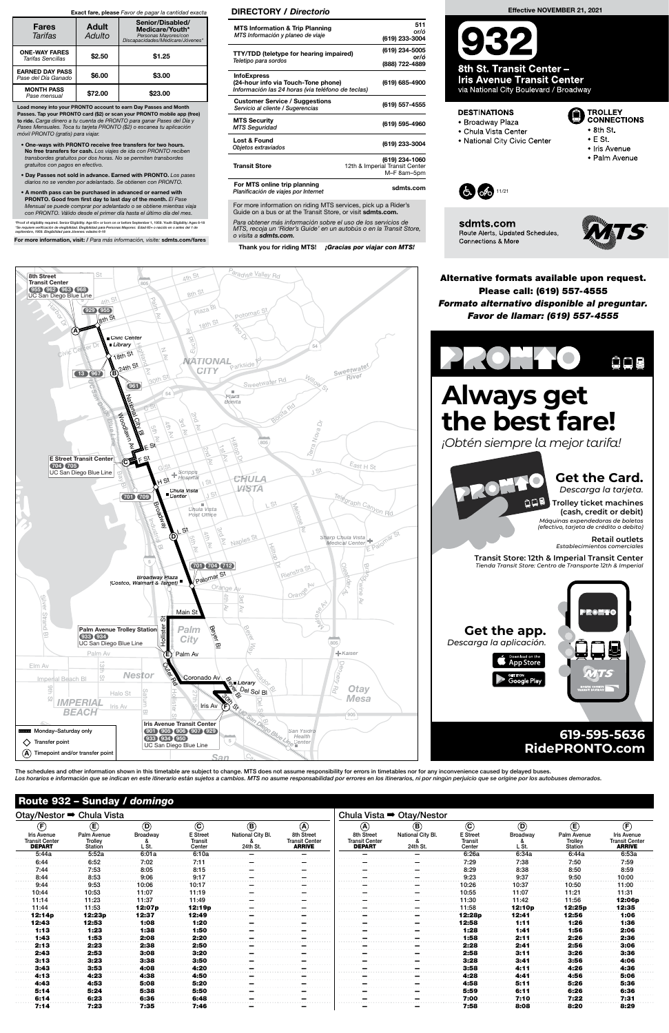**Exact fare, please** *Favor de pagar la cantidad exacta*

| Fares *Tarifas* | Adult *Adulto* | Senior/Disabled/ Medicare/Youth* *Personas Mayores/con Discapacidades/Medicare/Jóvenes** |
|---|---|---|
| ONE-WAY FARES *Tarifas Sencillas* | $2.50 | $1.25 |
| EARNED DAY PASS *Pase del Día Ganado* | $6.00 | $3.00 |
| MONTH PASS *Pase mensual* | $72.00 | $23.00 |

**Load money into your PRONTO account to earn Day Passes and Month Passes. Tap your PRONTO card ($2) or scan your PRONTO mobile app (free) to ride.** *Carga dinero a tu cuenta de PRONTO para ganar Pases del Día y Pases Mensuales. Toca tu tarjeta PRONTO ($2) o escanea tu aplicación móvil PRONTO (gratis) para viajar.*

- **One-ways with PRONTO receive free transfers for two hours. No free transfers for cash.** *Los viajes de ida con PRONTO reciben transbordes gratuitos por dos horas. No se permiten transbordes gratuitos con pagos en efectivo.*
- **Day Passes not sold in advance. Earned with PRONTO.** *Los pases diarios no se venden por adelantado. Se obtienen con PRONTO.*
- **A month pass can be purchased in advance or earned with PRONTO. Good from first day to last day of the month.** *El Pase Mensual se puede comprar por adelantado o se obtiene mientras viaja con PRONTO. Válido desde el primer día hasta el último día del mes.*

*Proof of eligibility required. Senior Eligibility: Age 65+ or born on or before September 1, 1959. Youth Eligibility: Ages 6-18
*Se requiere verificación de elegibilidad. Elegibilidad para Personas Mayores: Edad 65+ o nacido en o antes del 1 de septiembre, 1959. Elegibilidad para Jóvenes: edades 6-18

**For more information, visit:** / *Para más información, visite:* **sdmts.com/fares**

## DIRECTORY / *Directorio*

| | |
|---|---|
| MTS Information & Trip Planning *MTS Información y planeo de viaje* | 511 or/ó (619) 233-3004 |
| TTY/TDD (teletype for hearing impaired) *Teletipo para sordos* | (619) 234-5005 or/ó (888) 722-4889 |
| InfoExpress (24-hour info via Touch-Tone phone) *Información las 24 horas (via teléfono de teclas)* | (619) 685-4900 |
| Customer Service / Suggestions *Servicio al cliente / Sugerencias* | (619) 557-4555 |
| MTS Security *MTS Seguridad* | (619) 595-4960 |
| Lost & Found *Objetos extraviados* | (619) 233-3004 |
| Transit Store | (619) 234-1060 12th & Imperial Transit Center M–F 8am–5pm |
| For MTS online trip planning *Planificación de viajes por Internet* | sdmts.com |

For more information on riding MTS services, pick up a Rider's Guide on a bus or at the Transit Store, or visit **sdmts.com.**

*Para obtener más información sobre el uso de los servicios de MTS, recoja un 'Rider's Guide' en un autobús o en la Transit Store, o visita a* ***sdmts.com.***

**Thank you for riding MTS!** ***¡Gracias por viajar con MTS!***

**Effective NOVEMBER 21, 2021**

# 932

## 8th St. Transit Center – Iris Avenue Transit Center
via National City Boulevard / Broadway

**DESTINATIONS**
- Broadway Plaza
- Chula Vista Center
- National City Civic Center

**TROLLEY CONNECTIONS**
- 8th St.
- E St.
- Iris Avenue
- Palm Avenue

11/21

**sdmts.com**
Route Alerts, Updated Schedules, Connections & More

**Alternative formats available upon request. Please call: (619) 557-4555**
***Formato alternativo disponible al preguntar. Favor de llamar: (619) 557-4555***

**PRONTO**

# Always get the best fare!
*¡Obtén siempre la mejor tarifa!*

**Get the Card.** *Descarga la tarjeta.*

**Trolley ticket machines (cash, credit or debit)** *Máquinas expendedoras de boletos (efectivo, tarjeta de crédito o debito)*

**Retail outlets** *Establecimientos comerciales*

**Transit Store: 12th & Imperial Transit Center** *Tienda Transit Store: Centro de Transporte 12th & Imperial*

**Get the app.** *Descarga la aplicación.*

**619-595-5636**
**RidePRONTO.com**

Map legend: Monday–Saturday only; Transfer point; (A) Timepoint and/or transfer point

The schedules and other information shown in this timetable are subject to change. MTS does not assume responsibility for errors in timetables nor for any inconvenience caused by delayed buses.
*Los horarios e información que se indican en este itinerario están sujetos a cambios. MTS no asume responsabilidad por errores en los itinerarios, ni por ningún perjuicio que se origine por los autobuses demorados.*

## Route 932 – Sunday / *domingo*

### Otay/Nestor ➡ Chula Vista

| (F) Iris Avenue Transit Center DEPART | (E) Palm Avenue Trolley Station | (D) Broadway & L St. | (C) E Street Transit Center | (B) National City Bl. & 24th St. | (A) 8th Street Transit Center ARRIVE |
|---|---|---|---|---|---|
| 5:44a | 5:52a | 6:01a | 6:10a | – | – |
| 6:44 | 6:52 | 7:02 | 7:11 | – | – |
| 7:44 | 7:53 | 8:05 | 8:15 | – | – |
| 8:44 | 8:53 | 9:06 | 9:17 | – | – |
| 9:44 | 9:53 | 10:06 | 10:17 | – | – |
| 10:44 | 10:53 | 11:07 | 11:19 | – | – |
| 11:14 | 11:23 | 11:37 | 11:49 | – | – |
| 11:44 | 11:53 | **12:07p** | **12:19p** | – | – |
| **12:14p** | **12:23p** | **12:37** | **12:49** | – | – |
| **12:43** | **12:53** | **1:08** | **1:20** | – | – |
| **1:13** | **1:23** | **1:38** | **1:50** | – | – |
| **1:43** | **1:53** | **2:08** | **2:20** | – | – |
| **2:13** | **2:23** | **2:38** | **2:50** | – | – |
| **2:43** | **2:53** | **3:08** | **3:20** | – | – |
| **3:13** | **3:23** | **3:38** | **3:50** | – | – |
| **3:43** | **3:53** | **4:08** | **4:20** | – | – |
| **4:13** | **4:23** | **4:38** | **4:50** | – | – |
| **4:43** | **4:53** | **5:08** | **5:20** | – | – |
| **5:14** | **5:24** | **5:38** | **5:50** | – | – |
| **6:14** | **6:23** | **6:36** | **6:48** | – | – |
| **7:14** | **7:23** | **7:35** | **7:46** | – | – |

### Chula Vista ➡ Otay/Nestor

| (A) 8th Street Transit Center DEPART | (B) National City Bl. & 24th St. | (C) E Street Transit Center | (D) Broadway & L St. | (E) Palm Avenue Trolley Station | (F) Iris Avenue Transit Center ARRIVE |
|---|---|---|---|---|---|
| – | – | 6:26a | 6:34a | 6:44a | 6:53a |
| – | – | 7:29 | 7:38 | 7:50 | 7:59 |
| – | – | 8:29 | 8:38 | 8:50 | 8:59 |
| – | – | 9:23 | 9:37 | 9:50 | 10:00 |
| – | – | 10:26 | 10:37 | 10:50 | 11:00 |
| – | – | 10:55 | 11:07 | 11:21 | 11:31 |
| – | – | 11:30 | 11:42 | 11:56 | **12:06p** |
| – | – | 11:58 | **12:10p** | **12:25p** | **12:35** |
| – | – | **12:28p** | **12:41** | **12:56** | **1:06** |
| – | – | **12:58** | **1:11** | **1:26** | **1:36** |
| – | – | **1:28** | **1:41** | **1:56** | **2:06** |
| – | – | **1:58** | **2:11** | **2:26** | **2:36** |
| – | – | **2:28** | **2:41** | **2:56** | **3:06** |
| – | – | **2:58** | **3:11** | **3:26** | **3:36** |
| – | – | **3:28** | **3:41** | **3:56** | **4:06** |
| – | – | **3:58** | **4:11** | **4:26** | **4:36** |
| – | – | **4:28** | **4:41** | **4:56** | **5:06** |
| – | – | **4:58** | **5:11** | **5:26** | **5:36** |
| – | – | **5:59** | **6:11** | **6:26** | **6:36** |
| – | – | **7:00** | **7:10** | **7:22** | **7:31** |
| – | – | **7:58** | **8:08** | **8:20** | **8:29** |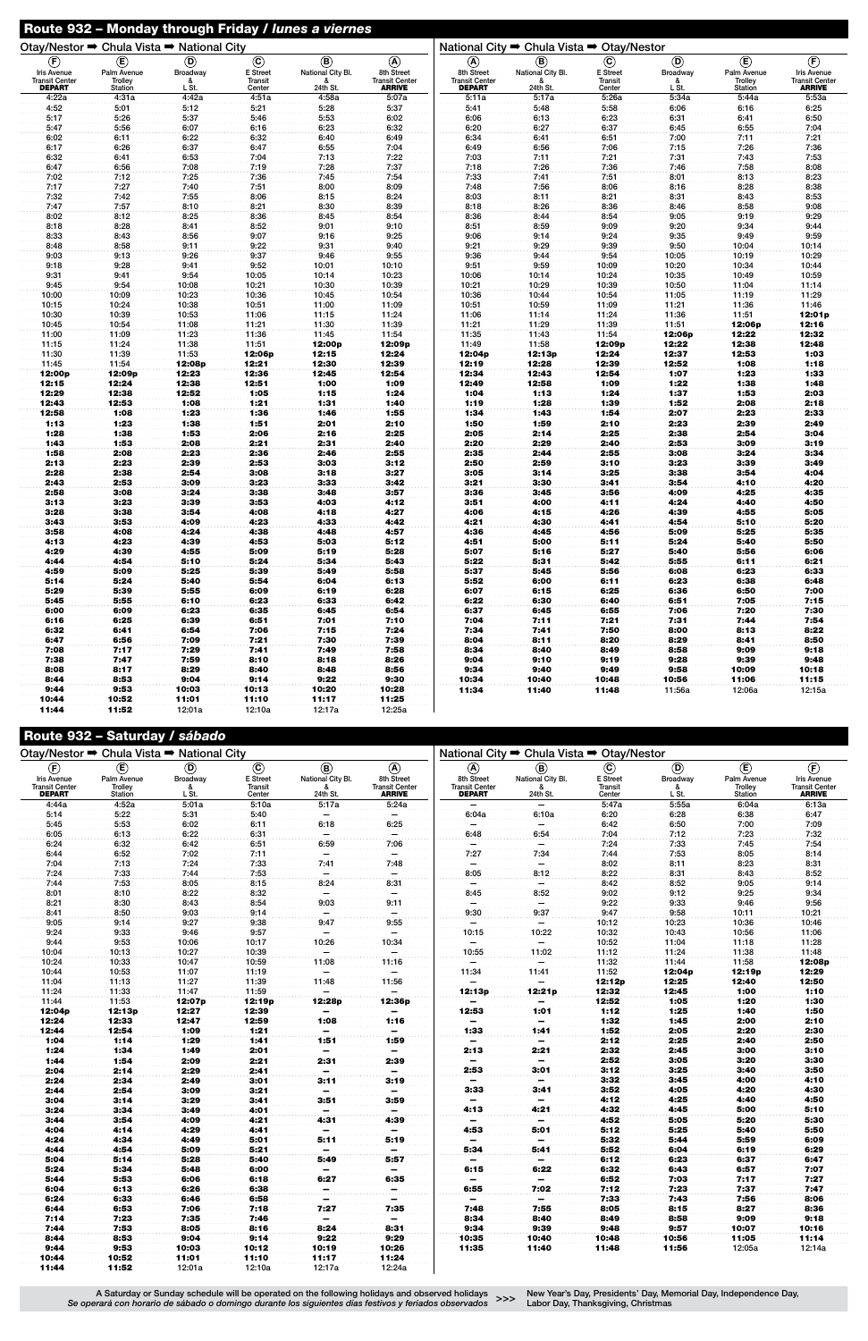## Route 932 – Monday through Friday / *lunes a viernes*

### Otay/Nestor ➡ Chula Vista ➡ National City

| (F) Iris Avenue Transit Center DEPART | (E) Palm Avenue Trolley Station | (D) Broadway & L St. | (C) E Street Transit Center | (B) National City Bl. & 24th St. | (A) 8th Street Transit Center ARRIVE |
|---|---|---|---|---|---|
| 4:22a | 4:31a | 4:42a | 4:51a | 4:58a | 5:07a |
| 4:52 | 5:01 | 5:12 | 5:21 | 5:28 | 5:37 |
| 5:17 | 5:26 | 5:37 | 5:46 | 5:53 | 6:02 |
| 5:47 | 5:56 | 6:07 | 6:16 | 6:23 | 6:32 |
| 6:02 | 6:11 | 6:22 | 6:32 | 6:40 | 6:49 |
| 6:17 | 6:26 | 6:37 | 6:47 | 6:55 | 7:04 |
| 6:32 | 6:41 | 6:53 | 7:04 | 7:13 | 7:22 |
| 6:47 | 6:56 | 7:08 | 7:19 | 7:28 | 7:37 |
| 7:02 | 7:12 | 7:25 | 7:36 | 7:45 | 7:54 |
| 7:17 | 7:27 | 7:40 | 7:51 | 8:00 | 8:09 |
| 7:32 | 7:42 | 7:55 | 8:06 | 8:15 | 8:24 |
| 7:47 | 7:57 | 8:10 | 8:21 | 8:30 | 8:39 |
| 8:02 | 8:12 | 8:25 | 8:36 | 8:45 | 8:54 |
| 8:18 | 8:28 | 8:41 | 8:52 | 9:01 | 9:10 |
| 8:33 | 8:43 | 8:56 | 9:07 | 9:16 | 9:25 |
| 8:48 | 8:58 | 9:11 | 9:22 | 9:31 | 9:40 |
| 9:03 | 9:13 | 9:26 | 9:37 | 9:46 | 9:55 |
| 9:18 | 9:28 | 9:41 | 9:52 | 10:01 | 10:10 |
| 9:31 | 9:41 | 9:54 | 10:05 | 10:14 | 10:23 |
| 9:45 | 9:54 | 10:08 | 10:21 | 10:30 | 10:39 |
| 10:00 | 10:09 | 10:23 | 10:36 | 10:45 | 10:54 |
| 10:15 | 10:24 | 10:38 | 10:51 | 11:00 | 11:09 |
| 10:30 | 10:39 | 10:53 | 11:06 | 11:15 | 11:24 |
| 10:45 | 10:54 | 11:08 | 11:21 | 11:30 | 11:39 |
| 11:00 | 11:09 | 11:23 | 11:36 | 11:45 | 11:54 |
| 11:15 | 11:24 | 11:38 | 11:51 | **12:00p** | **12:09p** |
| 11:30 | 11:39 | 11:53 | **12:06p** | **12:15** | **12:24** |
| 11:45 | 11:54 | **12:08p** | **12:21** | **12:30** | **12:39** |
| **12:00p** | **12:09p** | **12:23** | **12:36** | **12:45** | **12:54** |
| **12:15** | **12:24** | **12:38** | **12:51** | **1:00** | **1:09** |
| **12:29** | **12:38** | **12:52** | **1:05** | **1:15** | **1:24** |
| **12:43** | **12:53** | **1:08** | **1:21** | **1:31** | **1:40** |
| **12:58** | **1:08** | **1:23** | **1:36** | **1:46** | **1:55** |
| **1:13** | **1:23** | **1:38** | **1:51** | **2:01** | **2:10** |
| **1:28** | **1:38** | **1:53** | **2:06** | **2:16** | **2:25** |
| **1:43** | **1:53** | **2:08** | **2:21** | **2:31** | **2:40** |
| **1:58** | **2:08** | **2:23** | **2:36** | **2:46** | **2:55** |
| **2:13** | **2:23** | **2:39** | **2:53** | **3:03** | **3:12** |
| **2:28** | **2:38** | **2:54** | **3:08** | **3:18** | **3:27** |
| **2:43** | **2:53** | **3:09** | **3:23** | **3:33** | **3:42** |
| **2:58** | **3:08** | **3:24** | **3:38** | **3:48** | **3:57** |
| **3:13** | **3:23** | **3:39** | **3:53** | **4:03** | **4:12** |
| **3:28** | **3:38** | **3:54** | **4:08** | **4:18** | **4:27** |
| **3:43** | **3:53** | **4:09** | **4:23** | **4:33** | **4:42** |
| **3:58** | **4:08** | **4:24** | **4:38** | **4:48** | **4:57** |
| **4:13** | **4:23** | **4:39** | **4:53** | **5:03** | **5:12** |
| **4:29** | **4:39** | **4:55** | **5:09** | **5:19** | **5:28** |
| **4:44** | **4:54** | **5:10** | **5:24** | **5:34** | **5:43** |
| **4:59** | **5:09** | **5:25** | **5:39** | **5:49** | **5:58** |
| **5:14** | **5:24** | **5:40** | **5:54** | **6:04** | **6:13** |
| **5:29** | **5:39** | **5:55** | **6:09** | **6:19** | **6:28** |
| **5:45** | **5:55** | **6:10** | **6:23** | **6:33** | **6:42** |
| **6:00** | **6:09** | **6:23** | **6:35** | **6:45** | **6:54** |
| **6:16** | **6:25** | **6:39** | **6:51** | **7:01** | **7:10** |
| **6:32** | **6:41** | **6:54** | **7:06** | **7:15** | **7:24** |
| **6:47** | **6:56** | **7:09** | **7:21** | **7:30** | **7:39** |
| **7:08** | **7:17** | **7:29** | **7:41** | **7:49** | **7:58** |
| **7:38** | **7:47** | **7:59** | **8:10** | **8:18** | **8:26** |
| **8:08** | **8:17** | **8:29** | **8:40** | **8:48** | **8:56** |
| **8:44** | **8:53** | **9:04** | **9:14** | **9:22** | **9:30** |
| **9:44** | **9:53** | **10:03** | **10:13** | **10:20** | **10:28** |
| **10:44** | **10:52** | **11:01** | **11:10** | **11:17** | **11:25** |
| **11:44** | **11:52** | 12:01a | 12:10a | 12:17a | 12:25a |

### National City ➡ Chula Vista ➡ Otay/Nestor

| (A) 8th Street Transit Center DEPART | (B) National City Bl. & 24th St. | (C) E Street Transit Center | (D) Broadway & L St. | (E) Palm Avenue Trolley Station | (F) Iris Avenue Transit Center ARRIVE |
|---|---|---|---|---|---|
| 5:11a | 5:17a | 5:26a | 5:34a | 5:44a | 5:53a |
| 5:41 | 5:48 | 5:58 | 6:06 | 6:16 | 6:25 |
| 6:06 | 6:13 | 6:23 | 6:31 | 6:41 | 6:50 |
| 6:20 | 6:27 | 6:37 | 6:45 | 6:55 | 7:04 |
| 6:34 | 6:41 | 6:51 | 7:00 | 7:11 | 7:21 |
| 6:49 | 6:56 | 7:06 | 7:15 | 7:26 | 7:36 |
| 7:03 | 7:11 | 7:21 | 7:31 | 7:43 | 7:53 |
| 7:18 | 7:26 | 7:36 | 7:46 | 7:58 | 8:08 |
| 7:33 | 7:41 | 7:51 | 8:01 | 8:13 | 8:23 |
| 7:48 | 7:56 | 8:06 | 8:16 | 8:28 | 8:38 |
| 8:03 | 8:11 | 8:21 | 8:31 | 8:43 | 8:53 |
| 8:18 | 8:26 | 8:36 | 8:46 | 8:58 | 9:08 |
| 8:36 | 8:44 | 8:54 | 9:05 | 9:19 | 9:29 |
| 8:51 | 8:59 | 9:09 | 9:20 | 9:34 | 9:44 |
| 9:06 | 9:14 | 9:24 | 9:35 | 9:49 | 9:59 |
| 9:21 | 9:29 | 9:39 | 9:50 | 10:04 | 10:14 |
| 9:36 | 9:44 | 9:54 | 10:05 | 10:19 | 10:29 |
| 9:51 | 9:59 | 10:09 | 10:20 | 10:34 | 10:44 |
| 10:06 | 10:14 | 10:24 | 10:35 | 10:49 | 10:59 |
| 10:21 | 10:29 | 10:39 | 10:50 | 11:04 | 11:14 |
| 10:36 | 10:44 | 10:54 | 11:05 | 11:19 | 11:29 |
| 10:51 | 10:59 | 11:09 | 11:21 | 11:36 | 11:46 |
| 11:06 | 11:14 | 11:24 | 11:36 | 11:51 | **12:01p** |
| 11:21 | 11:29 | 11:39 | 11:51 | **12:06p** | **12:16** |
| 11:35 | 11:43 | 11:54 | **12:06p** | **12:22** | **12:32** |
| 11:49 | 11:58 | **12:09p** | **12:22** | **12:38** | **12:48** |
| **12:04p** | **12:13p** | **12:24** | **12:37** | **12:53** | **1:03** |
| **12:19** | **12:28** | **12:39** | **12:52** | **1:08** | **1:18** |
| **12:34** | **12:43** | **12:54** | **1:07** | **1:23** | **1:33** |
| **12:49** | **12:58** | **1:09** | **1:22** | **1:38** | **1:48** |
| **1:04** | **1:13** | **1:24** | **1:37** | **1:53** | **2:03** |
| **1:19** | **1:28** | **1:39** | **1:52** | **2:08** | **2:18** |
| **1:34** | **1:43** | **1:54** | **2:07** | **2:23** | **2:33** |
| **1:50** | **1:59** | **2:10** | **2:23** | **2:39** | **2:49** |
| **2:05** | **2:14** | **2:25** | **2:38** | **2:54** | **3:04** |
| **2:20** | **2:29** | **2:40** | **2:53** | **3:09** | **3:19** |
| **2:35** | **2:44** | **2:55** | **3:08** | **3:24** | **3:34** |
| **2:50** | **2:59** | **3:10** | **3:23** | **3:39** | **3:49** |
| **3:05** | **3:14** | **3:25** | **3:38** | **3:54** | **4:04** |
| **3:21** | **3:30** | **3:41** | **3:54** | **4:10** | **4:20** |
| **3:36** | **3:45** | **3:56** | **4:09** | **4:25** | **4:35** |
| **3:51** | **4:00** | **4:11** | **4:24** | **4:40** | **4:50** |
| **4:06** | **4:15** | **4:26** | **4:39** | **4:55** | **5:05** |
| **4:21** | **4:30** | **4:41** | **4:54** | **5:10** | **5:20** |
| **4:36** | **4:45** | **4:56** | **5:09** | **5:25** | **5:35** |
| **4:51** | **5:00** | **5:11** | **5:24** | **5:40** | **5:50** |
| **5:07** | **5:16** | **5:27** | **5:40** | **5:56** | **6:06** |
| **5:22** | **5:31** | **5:42** | **5:55** | **6:11** | **6:21** |
| **5:37** | **5:45** | **5:56** | **6:08** | **6:23** | **6:33** |
| **5:52** | **6:00** | **6:11** | **6:23** | **6:38** | **6:48** |
| **6:07** | **6:15** | **6:25** | **6:36** | **6:50** | **7:00** |
| **6:22** | **6:30** | **6:40** | **6:51** | **7:05** | **7:15** |
| **6:37** | **6:45** | **6:55** | **7:06** | **7:20** | **7:30** |
| **7:04** | **7:11** | **7:21** | **7:31** | **7:44** | **7:54** |
| **7:34** | **7:41** | **7:50** | **8:00** | **8:13** | **8:22** |
| **8:04** | **8:11** | **8:20** | **8:29** | **8:41** | **8:50** |
| **8:34** | **8:40** | **8:49** | **8:58** | **9:09** | **9:18** |
| **9:04** | **9:10** | **9:19** | **9:28** | **9:39** | **9:48** |
| **9:34** | **9:40** | **9:49** | **9:58** | **10:09** | **10:18** |
| **10:34** | **10:40** | **10:48** | **10:56** | **11:06** | **11:15** |
| **11:34** | **11:40** | **11:48** | 11:56a | 12:06a | 12:15a |

## Route 932 – Saturday / *sábado*

### Otay/Nestor ➡ Chula Vista ➡ National City

| (F) Iris Avenue Transit Center DEPART | (E) Palm Avenue Trolley Station | (D) Broadway & L St. | (C) E Street Transit Center | (B) National City Bl. & 24th St. | (A) 8th Street Transit Center ARRIVE |
|---|---|---|---|---|---|
| 4:44a | 4:52a | 5:01a | 5:10a | 5:17a | 5:24a |
| 5:14 | 5:22 | 5:31 | 5:40 | – | – |
| 5:45 | 5:53 | 6:02 | 6:11 | 6:18 | 6:25 |
| 6:05 | 6:13 | 6:22 | 6:31 | – | – |
| 6:24 | 6:32 | 6:42 | 6:51 | 6:59 | 7:06 |
| 6:44 | 6:52 | 7:02 | 7:11 | – | – |
| 7:04 | 7:13 | 7:24 | 7:33 | 7:41 | 7:48 |
| 7:24 | 7:33 | 7:44 | 7:53 | – | – |
| 7:44 | 7:53 | 8:05 | 8:15 | 8:24 | 8:31 |
| 8:01 | 8:10 | 8:22 | 8:32 | – | – |
| 8:21 | 8:30 | 8:43 | 8:54 | 9:03 | 9:11 |
| 8:41 | 8:50 | 9:03 | 9:14 | – | – |
| 9:05 | 9:14 | 9:27 | 9:38 | 9:47 | 9:55 |
| 9:24 | 9:33 | 9:46 | 9:57 | – | – |
| 9:44 | 9:53 | 10:06 | 10:17 | 10:26 | 10:34 |
| 10:04 | 10:13 | 10:27 | 10:39 | – | – |
| 10:24 | 10:33 | 10:47 | 10:59 | 11:08 | 11:16 |
| 10:44 | 10:53 | 11:07 | 11:19 | – | – |
| 11:04 | 11:13 | 11:27 | 11:39 | 11:48 | 11:56 |
| 11:24 | 11:33 | 11:47 | 11:59 | – | – |
| 11:44 | 11:53 | **12:07p** | **12:19p** | **12:28p** | **12:36p** |
| **12:04p** | **12:13p** | **12:27** | **12:39** | – | – |
| **12:24** | **12:33** | **12:47** | **12:59** | **1:08** | **1:16** |
| **12:44** | **12:54** | **1:09** | **1:21** | – | – |
| **1:04** | **1:14** | **1:29** | **1:41** | **1:51** | **1:59** |
| **1:24** | **1:34** | **1:49** | **2:01** | – | – |
| **1:44** | **1:54** | **2:09** | **2:21** | **2:31** | **2:39** |
| **2:04** | **2:14** | **2:29** | **2:41** | – | – |
| **2:24** | **2:34** | **2:49** | **3:01** | **3:11** | **3:19** |
| **2:44** | **2:54** | **3:09** | **3:21** | – | – |
| **3:04** | **3:14** | **3:29** | **3:41** | **3:51** | **3:59** |
| **3:24** | **3:34** | **3:49** | **4:01** | – | – |
| **3:44** | **3:54** | **4:09** | **4:21** | **4:31** | **4:39** |
| **4:04** | **4:14** | **4:29** | **4:41** | – | – |
| **4:24** | **4:34** | **4:49** | **5:01** | **5:11** | **5:19** |
| **4:44** | **4:54** | **5:09** | **5:21** | – | – |
| **5:04** | **5:14** | **5:28** | **5:40** | **5:49** | **5:57** |
| **5:24** | **5:34** | **5:48** | **6:00** | – | – |
| **5:44** | **5:53** | **6:06** | **6:18** | **6:27** | **6:35** |
| **6:04** | **6:13** | **6:26** | **6:38** | – | – |
| **6:24** | **6:33** | **6:46** | **6:58** | – | – |
| **6:44** | **6:53** | **7:06** | **7:18** | **7:27** | **7:35** |
| **7:14** | **7:23** | **7:35** | **7:46** | – | – |
| **7:44** | **7:53** | **8:05** | **8:16** | **8:24** | **8:31** |
| **8:44** | **8:53** | **9:04** | **9:14** | **9:22** | **9:29** |
| **9:44** | **9:53** | **10:03** | **10:12** | **10:19** | **10:26** |
| **10:44** | **10:52** | **11:01** | **11:10** | **11:17** | **11:24** |
| **11:44** | **11:52** | 12:01a | 12:10a | 12:17a | 12:24a |

### National City ➡ Chula Vista ➡ Otay/Nestor

| (A) 8th Street Transit Center DEPART | (B) National City Bl. & 24th St. | (C) E Street Transit Center | (D) Broadway & L St. | (E) Palm Avenue Trolley Station | (F) Iris Avenue Transit Center ARRIVE |
|---|---|---|---|---|---|
| – | – | 5:47a | 5:55a | 6:04a | 6:13a |
| 6:04a | 6:10a | 6:20 | 6:28 | 6:38 | 6:47 |
| – | – | 6:42 | 6:50 | 7:00 | 7:09 |
| 6:48 | 6:54 | 7:04 | 7:12 | 7:23 | 7:32 |
| – | – | 7:24 | 7:33 | 7:45 | 7:54 |
| 7:27 | 7:34 | 7:44 | 7:53 | 8:05 | 8:14 |
| – | – | 8:02 | 8:11 | 8:23 | 8:31 |
| 8:05 | 8:12 | 8:22 | 8:31 | 8:43 | 8:52 |
| – | – | 8:42 | 8:52 | 9:05 | 9:14 |
| 8:45 | 8:52 | 9:02 | 9:12 | 9:25 | 9:34 |
| – | – | 9:22 | 9:33 | 9:46 | 9:56 |
| 9:30 | 9:37 | 9:47 | 9:58 | 10:11 | 10:21 |
| – | – | 10:12 | 10:23 | 10:36 | 10:46 |
| 10:15 | 10:22 | 10:32 | 10:43 | 10:56 | 11:06 |
| – | – | 10:52 | 11:04 | 11:18 | 11:28 |
| 10:55 | 11:02 | 11:12 | 11:24 | 11:38 | 11:48 |
| – | – | 11:32 | 11:44 | 11:58 | **12:08p** |
| 11:34 | 11:41 | 11:52 | **12:04p** | **12:19p** | **12:29** |
| – | – | **12:12p** | **12:25** | **12:40** | **12:50** |
| **12:13p** | **12:21p** | **12:32** | **12:45** | **1:00** | **1:10** |
| – | – | **12:52** | **1:05** | **1:20** | **1:30** |
| **12:53** | **1:01** | **1:12** | **1:25** | **1:40** | **1:50** |
| – | – | **1:32** | **1:45** | **2:00** | **2:10** |
| **1:33** | **1:41** | **1:52** | **2:05** | **2:20** | **2:30** |
| – | – | **2:12** | **2:25** | **2:40** | **2:50** |
| **2:13** | **2:21** | **2:32** | **2:45** | **3:00** | **3:10** |
| – | – | **2:52** | **3:05** | **3:20** | **3:30** |
| **2:53** | **3:01** | **3:12** | **3:25** | **3:40** | **3:50** |
| – | – | **3:32** | **3:45** | **4:00** | **4:10** |
| **3:33** | **3:41** | **3:52** | **4:05** | **4:20** | **4:30** |
| – | – | **4:12** | **4:25** | **4:40** | **4:50** |
| **4:13** | **4:21** | **4:32** | **4:45** | **5:00** | **5:10** |
| – | – | **4:52** | **5:05** | **5:20** | **5:30** |
| **4:53** | **5:01** | **5:12** | **5:25** | **5:40** | **5:50** |
| – | – | **5:32** | **5:44** | **5:59** | **6:09** |
| **5:34** | **5:41** | **5:52** | **6:04** | **6:19** | **6:29** |
| – | – | **6:12** | **6:23** | **6:37** | **6:47** |
| **6:15** | **6:22** | **6:32** | **6:43** | **6:57** | **7:07** |
| – | – | **6:52** | **7:03** | **7:17** | **7:27** |
| **6:55** | **7:02** | **7:12** | **7:23** | **7:37** | **7:47** |
| – | – | **7:33** | **7:43** | **7:56** | **8:06** |
| **7:48** | **7:55** | **8:05** | **8:15** | **8:27** | **8:36** |
| **8:34** | **8:40** | **8:49** | **8:58** | **9:09** | **9:18** |
| **9:34** | **9:39** | **9:48** | **9:57** | **10:07** | **10:16** |
| **10:35** | **10:40** | **10:48** | **10:56** | **11:05** | **11:14** |
| **11:35** | **11:40** | **11:48** | **11:56** | 12:05a | 12:14a |

A Saturday or Sunday schedule will be operated on the following holidays and observed holidays
*Se operará con horario de sábado o domingo durante los siguientes días festivos y feriados observados* >>>
New Year's Day, Presidents' Day, Memorial Day, Independence Day, Labor Day, Thanksgiving, Christmas